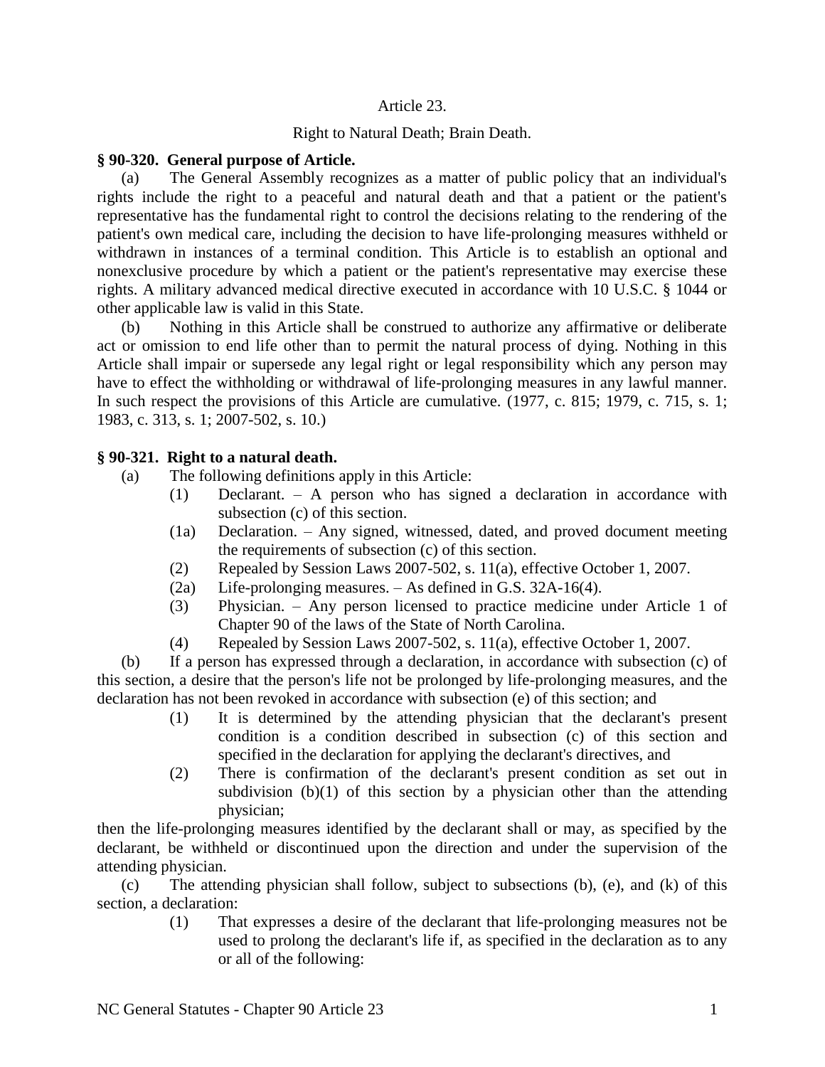Article 23.

Right to Natural Death; Brain Death.

**§ 90-320. General purpose of Article.**

(a) The General Assembly recognizes as a matter of public policy that an individual's rights include the right to a peaceful and natural death and that a patient or the patient's representative has the fundamental right to control the decisions relating to the rendering of the patient's own medical care, including the decision to have life-prolonging measures withheld or withdrawn in instances of a terminal condition. This Article is to establish an optional and nonexclusive procedure by which a patient or the patient's representative may exercise these rights. A military advanced medical directive executed in accordance with 10 U.S.C. § 1044 or other applicable law is valid in this State.

(b) Nothing in this Article shall be construed to authorize any affirmative or deliberate act or omission to end life other than to permit the natural process of dying. Nothing in this Article shall impair or supersede any legal right or legal responsibility which any person may have to effect the withholding or withdrawal of life-prolonging measures in any lawful manner. In such respect the provisions of this Article are cumulative. (1977, c. 815; 1979, c. 715, s. 1; 1983, c. 313, s. 1; 2007-502, s. 10.)

**§ 90-321. Right to a natural death.**

(a) The following definitions apply in this Article:

- (1) Declarant. – A person who has signed a declaration in accordance with subsection (c) of this section.
- (1a) Declaration. – Any signed, witnessed, dated, and proved document meeting the requirements of subsection (c) of this section.
- (2) Repealed by Session Laws 2007-502, s. 11(a), effective October 1, 2007.
- (2a) Life-prolonging measures. – As defined in G.S. 32A-16(4).
- (3) Physician. – Any person licensed to practice medicine under Article 1 of Chapter 90 of the laws of the State of North Carolina.
- (4) Repealed by Session Laws 2007-502, s. 11(a), effective October 1, 2007.

(b) If a person has expressed through a declaration, in accordance with subsection (c) of this section, a desire that the person's life not be prolonged by life-prolonging measures, and the declaration has not been revoked in accordance with subsection (e) of this section; and

- (1) It is determined by the attending physician that the declarant's present condition is a condition described in subsection (c) of this section and specified in the declaration for applying the declarant's directives, and
- (2) There is confirmation of the declarant's present condition as set out in subdivision (b)(1) of this section by a physician other than the attending physician;

then the life-prolonging measures identified by the declarant shall or may, as specified by the declarant, be withheld or discontinued upon the direction and under the supervision of the attending physician.

(c) The attending physician shall follow, subject to subsections (b), (e), and (k) of this section, a declaration:

- (1) That expresses a desire of the declarant that life-prolonging measures not be used to prolong the declarant's life if, as specified in the declaration as to any or all of the following: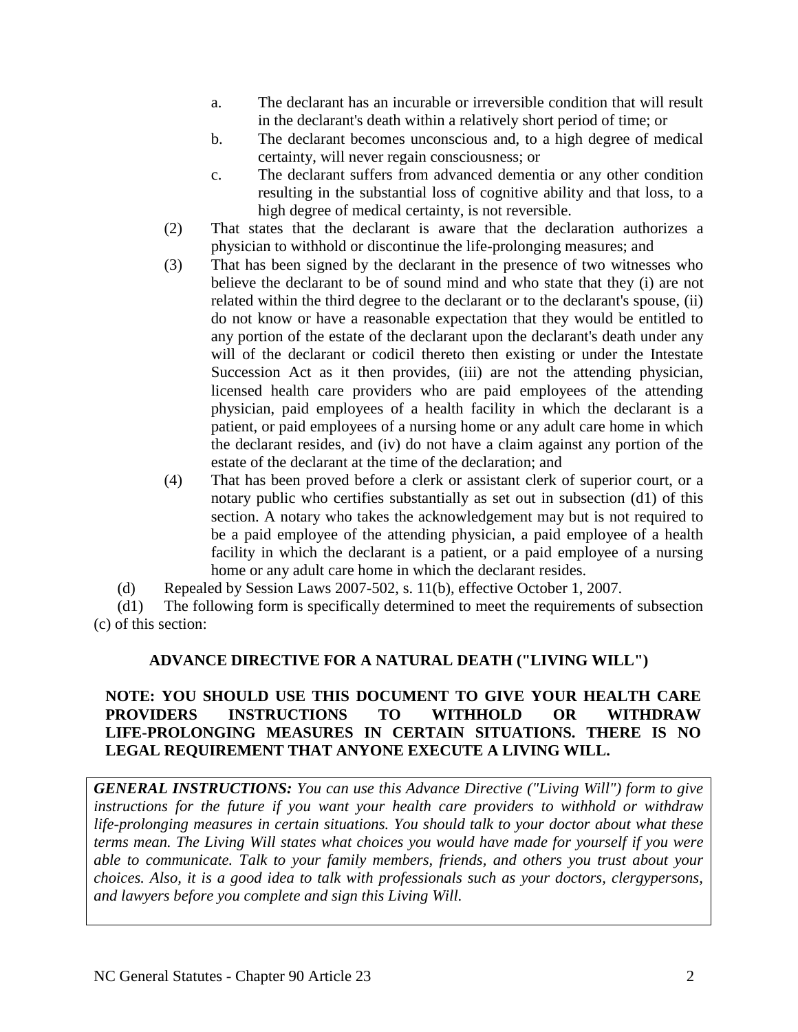a. The declarant has an incurable or irreversible condition that will result in the declarant's death within a relatively short period of time; or

b. The declarant becomes unconscious and, to a high degree of medical certainty, will never regain consciousness; or

c. The declarant suffers from advanced dementia or any other condition resulting in the substantial loss of cognitive ability and that loss, to a high degree of medical certainty, is not reversible.

(2) That states that the declarant is aware that the declaration authorizes a physician to withhold or discontinue the life-prolonging measures; and

(3) That has been signed by the declarant in the presence of two witnesses who believe the declarant to be of sound mind and who state that they (i) are not related within the third degree to the declarant or to the declarant's spouse, (ii) do not know or have a reasonable expectation that they would be entitled to any portion of the estate of the declarant upon the declarant's death under any will of the declarant or codicil thereto then existing or under the Intestate Succession Act as it then provides, (iii) are not the attending physician, licensed health care providers who are paid employees of the attending physician, paid employees of a health facility in which the declarant is a patient, or paid employees of a nursing home or any adult care home in which the declarant resides, and (iv) do not have a claim against any portion of the estate of the declarant at the time of the declaration; and

(4) That has been proved before a clerk or assistant clerk of superior court, or a notary public who certifies substantially as set out in subsection (d1) of this section. A notary who takes the acknowledgement may but is not required to be a paid employee of the attending physician, a paid employee of a health facility in which the declarant is a patient, or a paid employee of a nursing home or any adult care home in which the declarant resides.

(d) Repealed by Session Laws 2007-502, s. 11(b), effective October 1, 2007.

(d1) The following form is specifically determined to meet the requirements of subsection (c) of this section:

**ADVANCE DIRECTIVE FOR A NATURAL DEATH ("LIVING WILL")**

**NOTE: YOU SHOULD USE THIS DOCUMENT TO GIVE YOUR HEALTH CARE PROVIDERS INSTRUCTIONS TO WITHHOLD OR WITHDRAW LIFE-PROLONGING MEASURES IN CERTAIN SITUATIONS. THERE IS NO LEGAL REQUIREMENT THAT ANYONE EXECUTE A LIVING WILL.**

***GENERAL INSTRUCTIONS:*** *You can use this Advance Directive ("Living Will") form to give instructions for the future if you want your health care providers to withhold or withdraw life-prolonging measures in certain situations. You should talk to your doctor about what these terms mean. The Living Will states what choices you would have made for yourself if you were able to communicate. Talk to your family members, friends, and others you trust about your choices. Also, it is a good idea to talk with professionals such as your doctors, clergypersons, and lawyers before you complete and sign this Living Will.*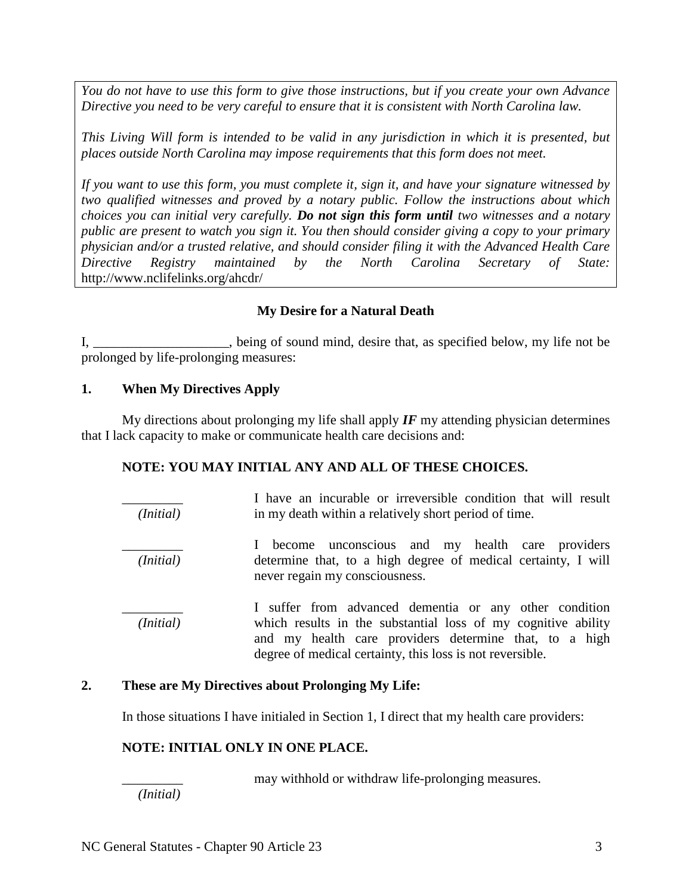*You do not have to use this form to give those instructions, but if you create your own Advance Directive you need to be very careful to ensure that it is consistent with North Carolina law.*

*This Living Will form is intended to be valid in any jurisdiction in which it is presented, but places outside North Carolina may impose requirements that this form does not meet.*

*If you want to use this form, you must complete it, sign it, and have your signature witnessed by two qualified witnesses and proved by a notary public. Follow the instructions about which choices you can initial very carefully.* ***Do not sign this form until*** *two witnesses and a notary public are present to watch you sign it. You then should consider giving a copy to your primary physician and/or a trusted relative, and should consider filing it with the Advanced Health Care Directive Registry maintained by the North Carolina Secretary of State:* http://www.nclifelinks.org/ahcdr/

**My Desire for a Natural Death**

I, ____________________, being of sound mind, desire that, as specified below, my life not be prolonged by life-prolonging measures:

**1. When My Directives Apply**

My directions about prolonging my life shall apply ***IF*** my attending physician determines that I lack capacity to make or communicate health care decisions and:

**NOTE: YOU MAY INITIAL ANY AND ALL OF THESE CHOICES.**

_________ *(Initial)* I have an incurable or irreversible condition that will result in my death within a relatively short period of time.

_________ *(Initial)* I become unconscious and my health care providers determine that, to a high degree of medical certainty, I will never regain my consciousness.

_________ *(Initial)* I suffer from advanced dementia or any other condition which results in the substantial loss of my cognitive ability and my health care providers determine that, to a high degree of medical certainty, this loss is not reversible.

**2. These are My Directives about Prolonging My Life:**

In those situations I have initialed in Section 1, I direct that my health care providers:

**NOTE: INITIAL ONLY IN ONE PLACE.**

_________ *(Initial)* may withhold or withdraw life-prolonging measures.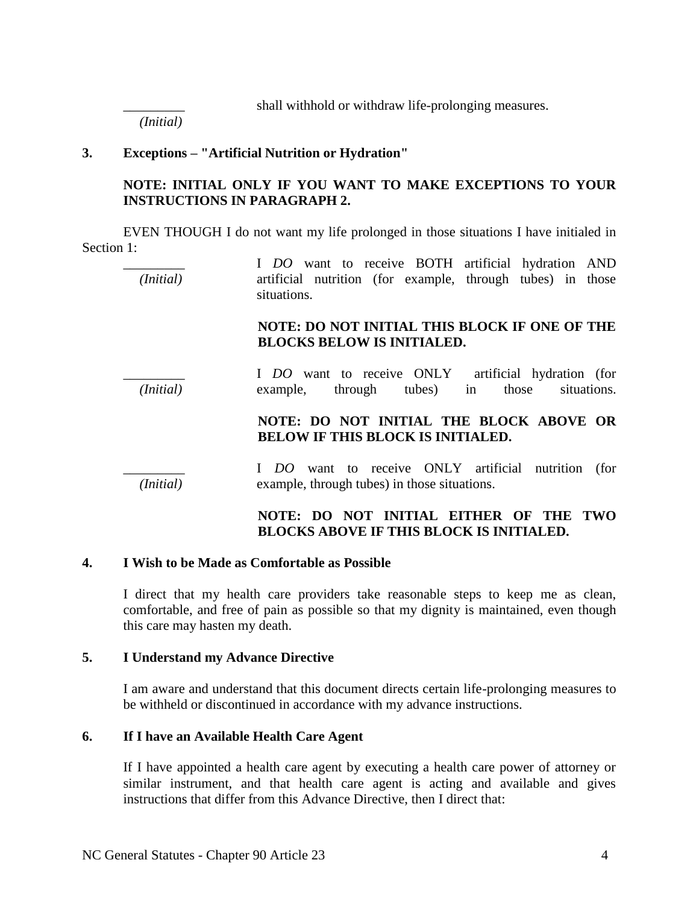_________ (Initial) shall withhold or withdraw life-prolonging measures.

**3. Exceptions – "Artificial Nutrition or Hydration"**

**NOTE: INITIAL ONLY IF YOU WANT TO MAKE EXCEPTIONS TO YOUR INSTRUCTIONS IN PARAGRAPH 2.**

EVEN THOUGH I do not want my life prolonged in those situations I have initialed in Section 1:

_________ *(Initial)* I *DO* want to receive BOTH artificial hydration AND artificial nutrition (for example, through tubes) in those situations.

**NOTE: DO NOT INITIAL THIS BLOCK IF ONE OF THE BLOCKS BELOW IS INITIALED.**

_________ *(Initial)* I *DO* want to receive ONLY artificial hydration (for example, through tubes) in those situations.

**NOTE: DO NOT INITIAL THE BLOCK ABOVE OR BELOW IF THIS BLOCK IS INITIALED.**

_________ *(Initial)* I *DO* want to receive ONLY artificial nutrition (for example, through tubes) in those situations.

**NOTE: DO NOT INITIAL EITHER OF THE TWO BLOCKS ABOVE IF THIS BLOCK IS INITIALED.**

**4. I Wish to be Made as Comfortable as Possible**

I direct that my health care providers take reasonable steps to keep me as clean, comfortable, and free of pain as possible so that my dignity is maintained, even though this care may hasten my death.

**5. I Understand my Advance Directive**

I am aware and understand that this document directs certain life-prolonging measures to be withheld or discontinued in accordance with my advance instructions.

**6. If I have an Available Health Care Agent**

If I have appointed a health care agent by executing a health care power of attorney or similar instrument, and that health care agent is acting and available and gives instructions that differ from this Advance Directive, then I direct that: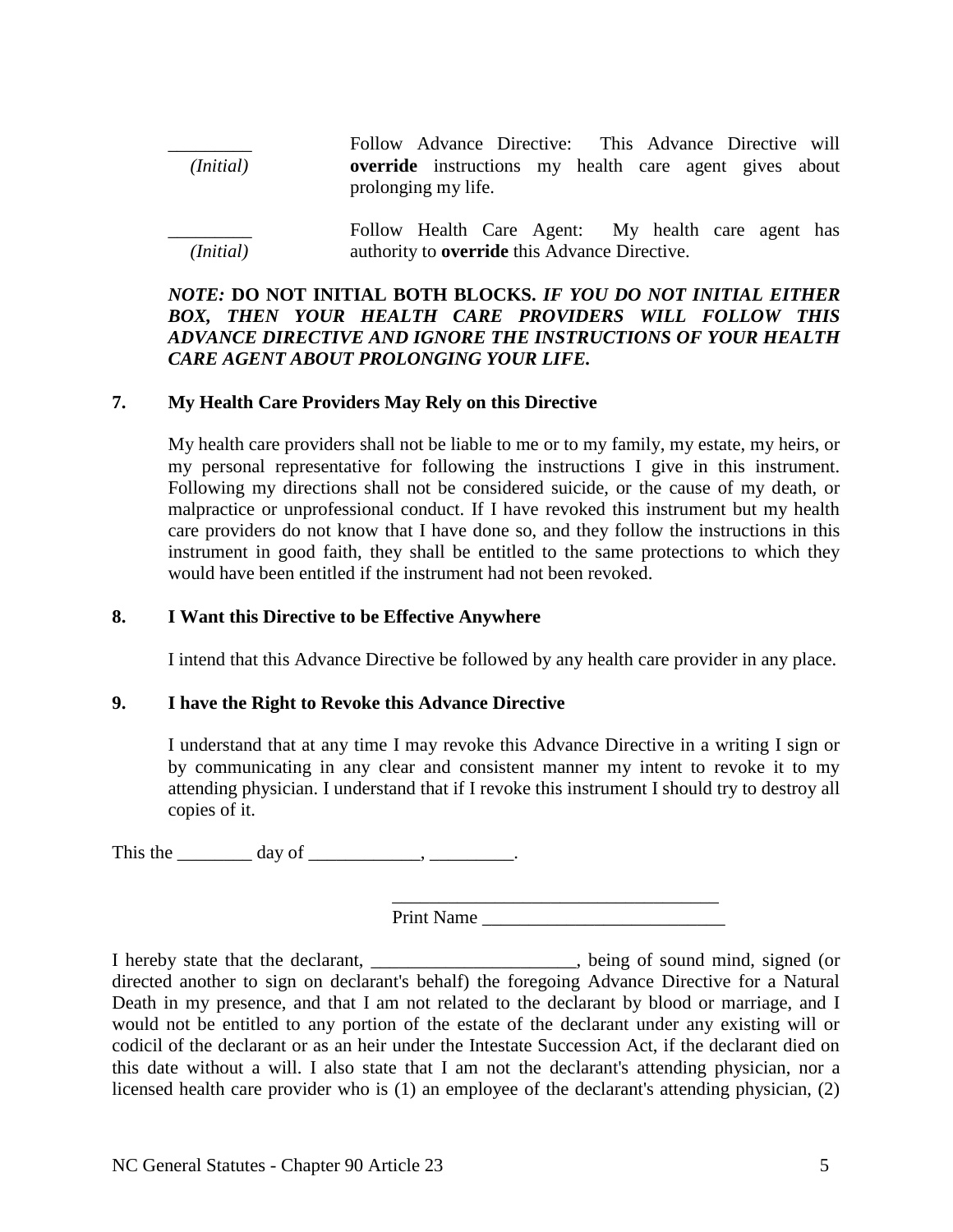_________ *(Initial)* Follow Advance Directive: This Advance Directive will **override** instructions my health care agent gives about prolonging my life.

_________ *(Initial)* Follow Health Care Agent: My health care agent has authority to **override** this Advance Directive.

***NOTE:*** **DO NOT INITIAL BOTH BLOCKS.** ***IF YOU DO NOT INITIAL EITHER BOX, THEN YOUR HEALTH CARE PROVIDERS WILL FOLLOW THIS ADVANCE DIRECTIVE AND IGNORE THE INSTRUCTIONS OF YOUR HEALTH CARE AGENT ABOUT PROLONGING YOUR LIFE.***

**7. My Health Care Providers May Rely on this Directive**

My health care providers shall not be liable to me or to my family, my estate, my heirs, or my personal representative for following the instructions I give in this instrument. Following my directions shall not be considered suicide, or the cause of my death, or malpractice or unprofessional conduct. If I have revoked this instrument but my health care providers do not know that I have done so, and they follow the instructions in this instrument in good faith, they shall be entitled to the same protections to which they would have been entitled if the instrument had not been revoked.

**8. I Want this Directive to be Effective Anywhere**

I intend that this Advance Directive be followed by any health care provider in any place.

**9. I have the Right to Revoke this Advance Directive**

I understand that at any time I may revoke this Advance Directive in a writing I sign or by communicating in any clear and consistent manner my intent to revoke it to my attending physician. I understand that if I revoke this instrument I should try to destroy all copies of it.

This the ________ day of ____________, _________.

___________________________________

Print Name __________________________

I hereby state that the declarant, ______________________, being of sound mind, signed (or directed another to sign on declarant's behalf) the foregoing Advance Directive for a Natural Death in my presence, and that I am not related to the declarant by blood or marriage, and I would not be entitled to any portion of the estate of the declarant under any existing will or codicil of the declarant or as an heir under the Intestate Succession Act, if the declarant died on this date without a will. I also state that I am not the declarant's attending physician, nor a licensed health care provider who is (1) an employee of the declarant's attending physician, (2)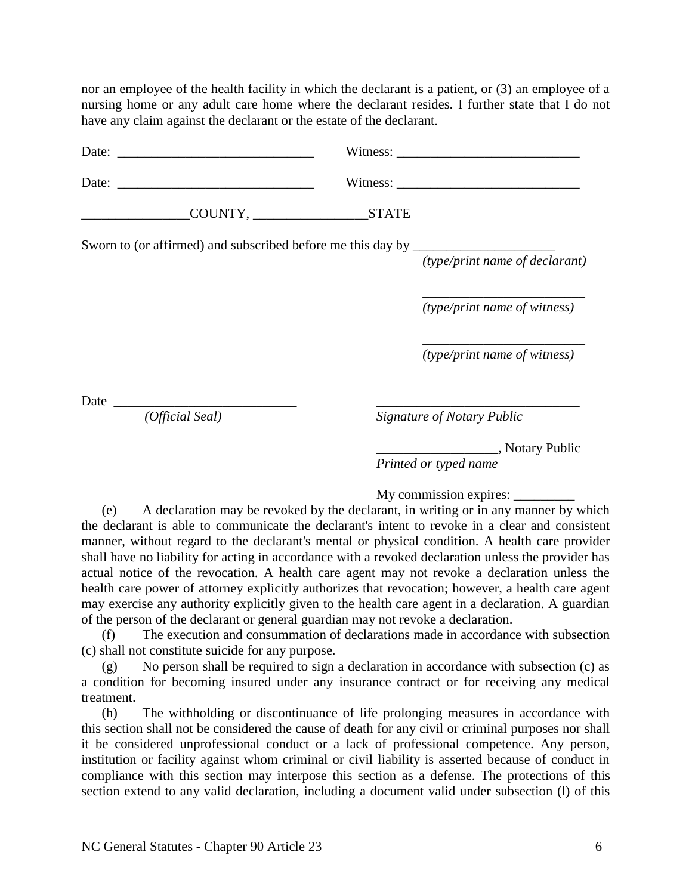nor an employee of the health facility in which the declarant is a patient, or (3) an employee of a nursing home or any adult care home where the declarant resides. I further state that I do not have any claim against the declarant or the estate of the declarant.

Date: ____________________________ Witness: __________________________

Date: ____________________________ Witness: __________________________

_______________COUNTY, ________________STATE

Sworn to (or affirmed) and subscribed before me this day by ____________________
*(type/print name of declarant)*

_______________________
*(type/print name of witness)*

_______________________
*(type/print name of witness)*

Date ___________________________ _____________________________
*(Official Seal)* *Signature of Notary Public*

_________________, Notary Public
*Printed or typed name*

My commission expires: _________

(e) A declaration may be revoked by the declarant, in writing or in any manner by which the declarant is able to communicate the declarant's intent to revoke in a clear and consistent manner, without regard to the declarant's mental or physical condition. A health care provider shall have no liability for acting in accordance with a revoked declaration unless the provider has actual notice of the revocation. A health care agent may not revoke a declaration unless the health care power of attorney explicitly authorizes that revocation; however, a health care agent may exercise any authority explicitly given to the health care agent in a declaration. A guardian of the person of the declarant or general guardian may not revoke a declaration.

(f) The execution and consummation of declarations made in accordance with subsection (c) shall not constitute suicide for any purpose.

(g) No person shall be required to sign a declaration in accordance with subsection (c) as a condition for becoming insured under any insurance contract or for receiving any medical treatment.

(h) The withholding or discontinuance of life prolonging measures in accordance with this section shall not be considered the cause of death for any civil or criminal purposes nor shall it be considered unprofessional conduct or a lack of professional competence. Any person, institution or facility against whom criminal or civil liability is asserted because of conduct in compliance with this section may interpose this section as a defense. The protections of this section extend to any valid declaration, including a document valid under subsection (l) of this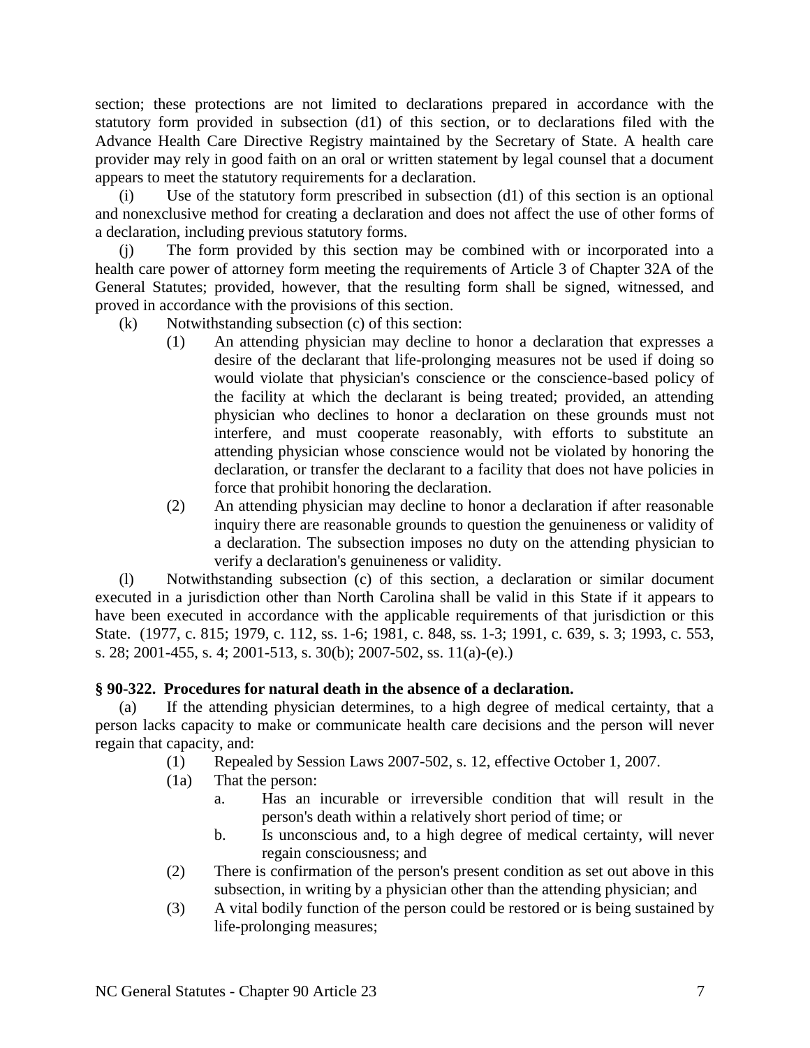section; these protections are not limited to declarations prepared in accordance with the statutory form provided in subsection (d1) of this section, or to declarations filed with the Advance Health Care Directive Registry maintained by the Secretary of State. A health care provider may rely in good faith on an oral or written statement by legal counsel that a document appears to meet the statutory requirements for a declaration.

(i) Use of the statutory form prescribed in subsection (d1) of this section is an optional and nonexclusive method for creating a declaration and does not affect the use of other forms of a declaration, including previous statutory forms.

(j) The form provided by this section may be combined with or incorporated into a health care power of attorney form meeting the requirements of Article 3 of Chapter 32A of the General Statutes; provided, however, that the resulting form shall be signed, witnessed, and proved in accordance with the provisions of this section.

(k) Notwithstanding subsection (c) of this section:

(1) An attending physician may decline to honor a declaration that expresses a desire of the declarant that life-prolonging measures not be used if doing so would violate that physician's conscience or the conscience-based policy of the facility at which the declarant is being treated; provided, an attending physician who declines to honor a declaration on these grounds must not interfere, and must cooperate reasonably, with efforts to substitute an attending physician whose conscience would not be violated by honoring the declaration, or transfer the declarant to a facility that does not have policies in force that prohibit honoring the declaration.

(2) An attending physician may decline to honor a declaration if after reasonable inquiry there are reasonable grounds to question the genuineness or validity of a declaration. The subsection imposes no duty on the attending physician to verify a declaration's genuineness or validity.

(l) Notwithstanding subsection (c) of this section, a declaration or similar document executed in a jurisdiction other than North Carolina shall be valid in this State if it appears to have been executed in accordance with the applicable requirements of that jurisdiction or this State. (1977, c. 815; 1979, c. 112, ss. 1-6; 1981, c. 848, ss. 1-3; 1991, c. 639, s. 3; 1993, c. 553, s. 28; 2001-455, s. 4; 2001-513, s. 30(b); 2007-502, ss. 11(a)-(e).)

### § 90-322. Procedures for natural death in the absence of a declaration.

(a) If the attending physician determines, to a high degree of medical certainty, that a person lacks capacity to make or communicate health care decisions and the person will never regain that capacity, and:

(1) Repealed by Session Laws 2007-502, s. 12, effective October 1, 2007.

(1a) That the person:

a. Has an incurable or irreversible condition that will result in the person's death within a relatively short period of time; or

b. Is unconscious and, to a high degree of medical certainty, will never regain consciousness; and

(2) There is confirmation of the person's present condition as set out above in this subsection, in writing by a physician other than the attending physician; and

(3) A vital bodily function of the person could be restored or is being sustained by life-prolonging measures;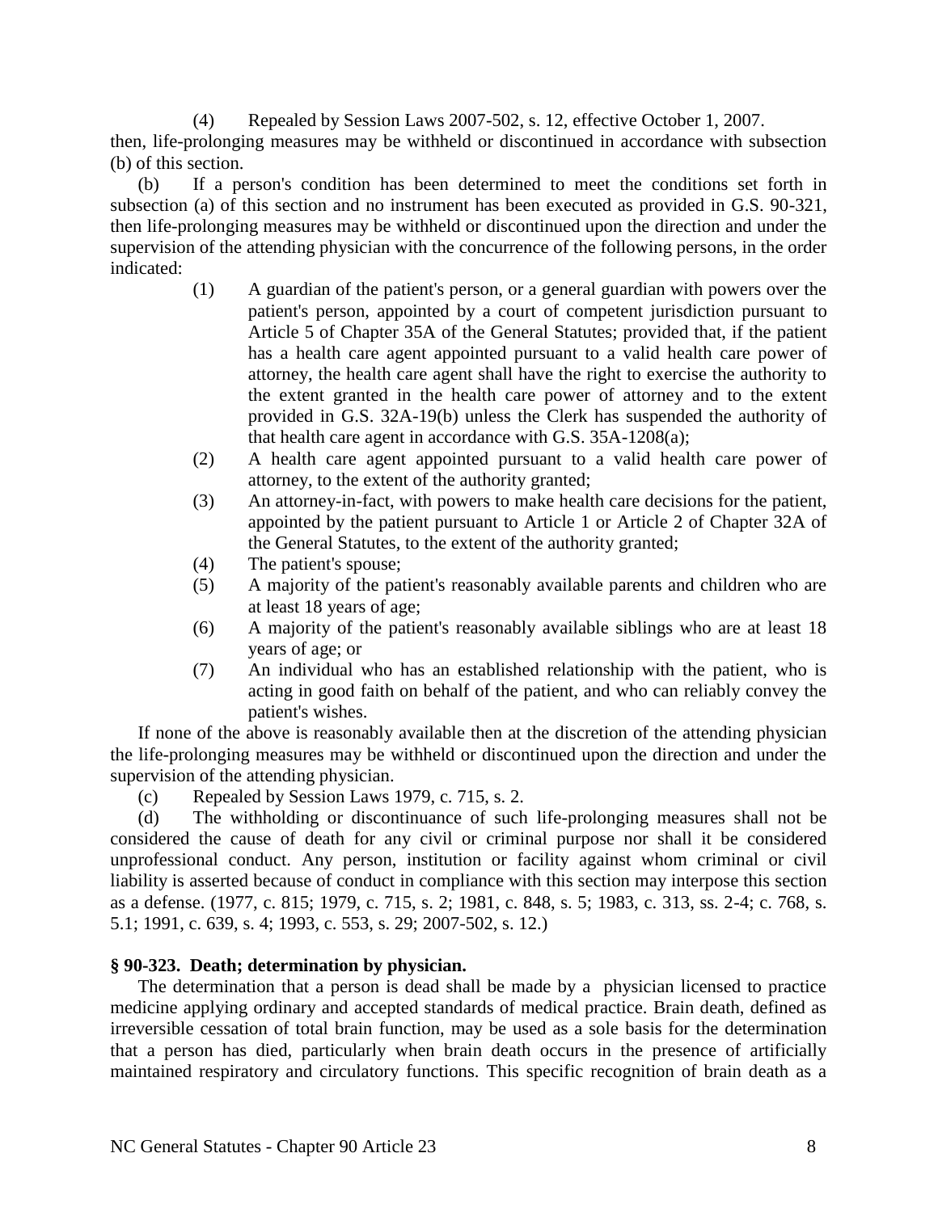(4) Repealed by Session Laws 2007-502, s. 12, effective October 1, 2007.

then, life-prolonging measures may be withheld or discontinued in accordance with subsection (b) of this section.

(b) If a person's condition has been determined to meet the conditions set forth in subsection (a) of this section and no instrument has been executed as provided in G.S. 90-321, then life-prolonging measures may be withheld or discontinued upon the direction and under the supervision of the attending physician with the concurrence of the following persons, in the order indicated:

(1) A guardian of the patient's person, or a general guardian with powers over the patient's person, appointed by a court of competent jurisdiction pursuant to Article 5 of Chapter 35A of the General Statutes; provided that, if the patient has a health care agent appointed pursuant to a valid health care power of attorney, the health care agent shall have the right to exercise the authority to the extent granted in the health care power of attorney and to the extent provided in G.S. 32A-19(b) unless the Clerk has suspended the authority of that health care agent in accordance with G.S. 35A-1208(a);

(2) A health care agent appointed pursuant to a valid health care power of attorney, to the extent of the authority granted;

(3) An attorney-in-fact, with powers to make health care decisions for the patient, appointed by the patient pursuant to Article 1 or Article 2 of Chapter 32A of the General Statutes, to the extent of the authority granted;

(4) The patient's spouse;

(5) A majority of the patient's reasonably available parents and children who are at least 18 years of age;

(6) A majority of the patient's reasonably available siblings who are at least 18 years of age; or

(7) An individual who has an established relationship with the patient, who is acting in good faith on behalf of the patient, and who can reliably convey the patient's wishes.

If none of the above is reasonably available then at the discretion of the attending physician the life-prolonging measures may be withheld or discontinued upon the direction and under the supervision of the attending physician.

(c) Repealed by Session Laws 1979, c. 715, s. 2.

(d) The withholding or discontinuance of such life-prolonging measures shall not be considered the cause of death for any civil or criminal purpose nor shall it be considered unprofessional conduct. Any person, institution or facility against whom criminal or civil liability is asserted because of conduct in compliance with this section may interpose this section as a defense. (1977, c. 815; 1979, c. 715, s. 2; 1981, c. 848, s. 5; 1983, c. 313, ss. 2-4; c. 768, s. 5.1; 1991, c. 639, s. 4; 1993, c. 553, s. 29; 2007-502, s. 12.)

**§ 90-323. Death; determination by physician.**

The determination that a person is dead shall be made by a physician licensed to practice medicine applying ordinary and accepted standards of medical practice. Brain death, defined as irreversible cessation of total brain function, may be used as a sole basis for the determination that a person has died, particularly when brain death occurs in the presence of artificially maintained respiratory and circulatory functions. This specific recognition of brain death as a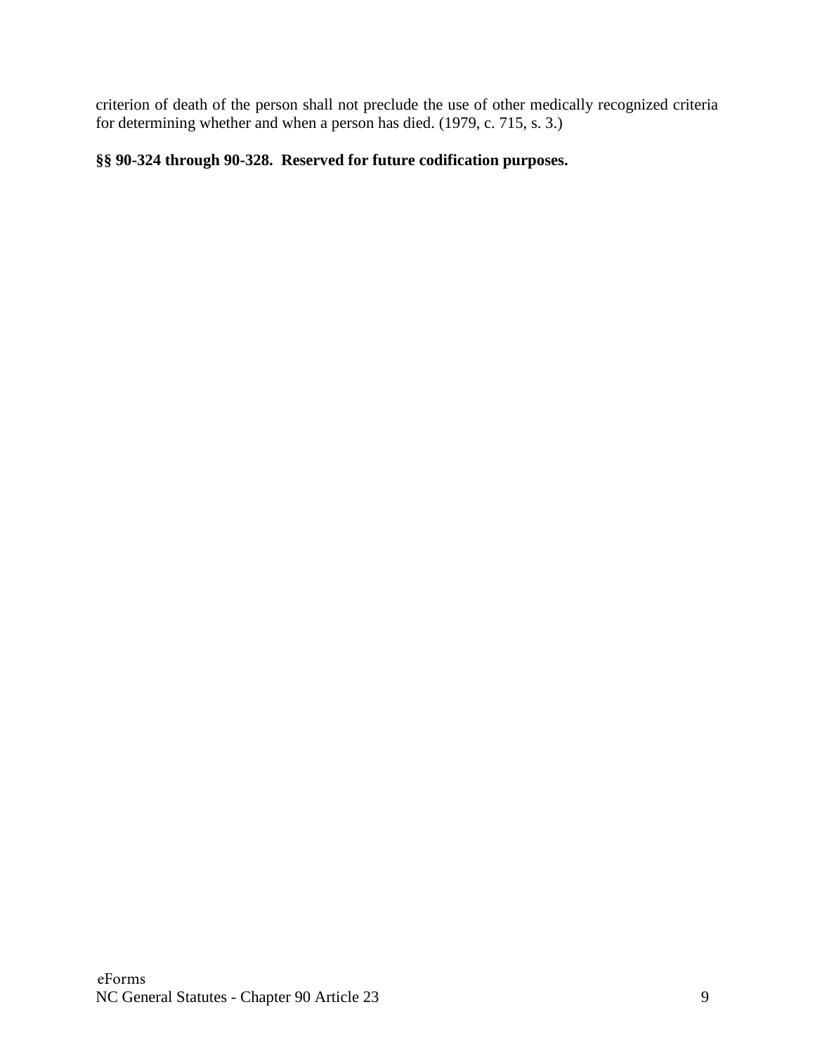criterion of death of the person shall not preclude the use of other medically recognized criteria for determining whether and when a person has died. (1979, c. 715, s. 3.)

**§§ 90-324 through 90-328. Reserved for future codification purposes.**